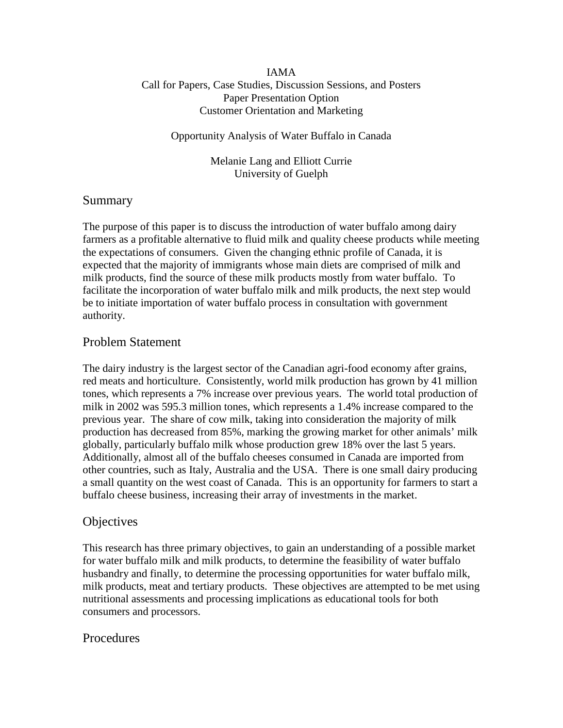IAMA

Call for Papers, Case Studies, Discussion Sessions, and Posters

Paper Presentation Option

Customer Orientation and Marketing

# Opportunity Analysis of Water Buffalo in Canada

Melanie Lang and Elliott Currie

University of Guelph

## Summary

The purpose of this paper is to discuss the introduction of water buffalo among dairy farmers as a profitable alternative to fluid milk and quality cheese products while meeting the expectations of consumers. Given the changing ethnic profile of Canada, it is expected that the majority of immigrants whose main diets are comprised of milk and milk products, find the source of these milk products mostly from water buffalo. To facilitate the incorporation of water buffalo milk and milk products, the next step would be to initiate importation of water buffalo process in consultation with government authority.

## Problem Statement

The dairy industry is the largest sector of the Canadian agri-food economy after grains, red meats and horticulture. Consistently, world milk production has grown by 41 million tones, which represents a 7% increase over previous years. The world total production of milk in 2002 was 595.3 million tones, which represents a 1.4% increase compared to the previous year. The share of cow milk, taking into consideration the majority of milk production has decreased from 85%, marking the growing market for other animals' milk globally, particularly buffalo milk whose production grew 18% over the last 5 years. Additionally, almost all of the buffalo cheeses consumed in Canada are imported from other countries, such as Italy, Australia and the USA. There is one small dairy producing a small quantity on the west coast of Canada. This is an opportunity for farmers to start a buffalo cheese business, increasing their array of investments in the market.

## Objectives

This research has three primary objectives, to gain an understanding of a possible market for water buffalo milk and milk products, to determine the feasibility of water buffalo husbandry and finally, to determine the processing opportunities for water buffalo milk, milk products, meat and tertiary products. These objectives are attempted to be met using nutritional assessments and processing implications as educational tools for both consumers and processors.

## Procedures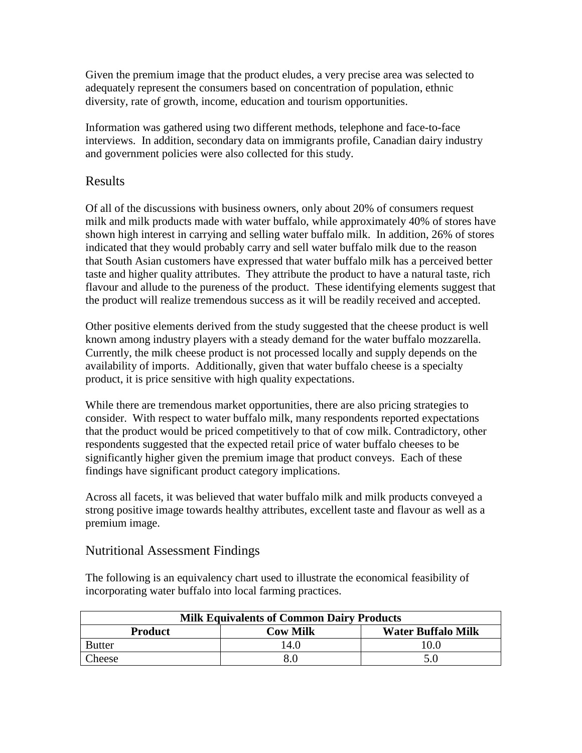Given the premium image that the product eludes, a very precise area was selected to adequately represent the consumers based on concentration of population, ethnic diversity, rate of growth, income, education and tourism opportunities.

Information was gathered using two different methods, telephone and face-to-face interviews. In addition, secondary data on immigrants profile, Canadian dairy industry and government policies were also collected for this study.

## Results

Of all of the discussions with business owners, only about 20% of consumers request milk and milk products made with water buffalo, while approximately 40% of stores have shown high interest in carrying and selling water buffalo milk. In addition, 26% of stores indicated that they would probably carry and sell water buffalo milk due to the reason that South Asian customers have expressed that water buffalo milk has a perceived better taste and higher quality attributes. They attribute the product to have a natural taste, rich flavour and allude to the pureness of the product. These identifying elements suggest that the product will realize tremendous success as it will be readily received and accepted.

Other positive elements derived from the study suggested that the cheese product is well known among industry players with a steady demand for the water buffalo mozzarella. Currently, the milk cheese product is not processed locally and supply depends on the availability of imports. Additionally, given that water buffalo cheese is a specialty product, it is price sensitive with high quality expectations.

While there are tremendous market opportunities, there are also pricing strategies to consider. With respect to water buffalo milk, many respondents reported expectations that the product would be priced competitively to that of cow milk. Contradictory, other respondents suggested that the expected retail price of water buffalo cheeses to be significantly higher given the premium image that product conveys. Each of these findings have significant product category implications.

Across all facets, it was believed that water buffalo milk and milk products conveyed a strong positive image towards healthy attributes, excellent taste and flavour as well as a premium image.

## Nutritional Assessment Findings

The following is an equivalency chart used to illustrate the economical feasibility of incorporating water buffalo into local farming practices.

| Milk Equivalents of Common Dairy Products | | |
|---|---|---|
| **Product** | **Cow Milk** | **Water Buffalo Milk** |
| Butter | 14.0 | 10.0 |
| Cheese | 8.0 | 5.0 |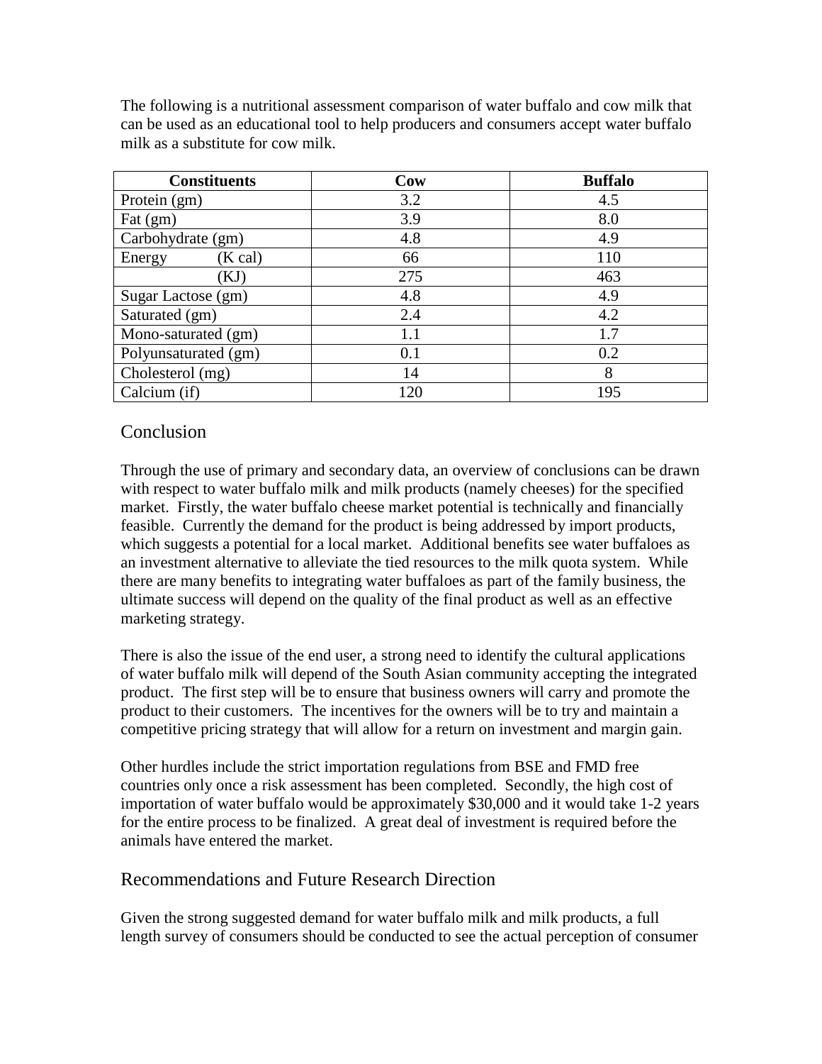The following is a nutritional assessment comparison of water buffalo and cow milk that can be used as an educational tool to help producers and consumers accept water buffalo milk as a substitute for cow milk.

| Constituents | Cow | Buffalo |
| --- | --- | --- |
| Protein (gm) | 3.2 | 4.5 |
| Fat (gm) | 3.9 | 8.0 |
| Carbohydrate (gm) | 4.8 | 4.9 |
| Energy (K cal) | 66 | 110 |
| (KJ) | 275 | 463 |
| Sugar Lactose (gm) | 4.8 | 4.9 |
| Saturated (gm) | 2.4 | 4.2 |
| Mono-saturated (gm) | 1.1 | 1.7 |
| Polyunsaturated (gm) | 0.1 | 0.2 |
| Cholesterol (mg) | 14 | 8 |
| Calcium (if) | 120 | 195 |

## Conclusion

Through the use of primary and secondary data, an overview of conclusions can be drawn with respect to water buffalo milk and milk products (namely cheeses) for the specified market. Firstly, the water buffalo cheese market potential is technically and financially feasible. Currently the demand for the product is being addressed by import products, which suggests a potential for a local market. Additional benefits see water buffaloes as an investment alternative to alleviate the tied resources to the milk quota system. While there are many benefits to integrating water buffaloes as part of the family business, the ultimate success will depend on the quality of the final product as well as an effective marketing strategy.

There is also the issue of the end user, a strong need to identify the cultural applications of water buffalo milk will depend of the South Asian community accepting the integrated product. The first step will be to ensure that business owners will carry and promote the product to their customers. The incentives for the owners will be to try and maintain a competitive pricing strategy that will allow for a return on investment and margin gain.

Other hurdles include the strict importation regulations from BSE and FMD free countries only once a risk assessment has been completed. Secondly, the high cost of importation of water buffalo would be approximately $30,000 and it would take 1-2 years for the entire process to be finalized. A great deal of investment is required before the animals have entered the market.

## Recommendations and Future Research Direction

Given the strong suggested demand for water buffalo milk and milk products, a full length survey of consumers should be conducted to see the actual perception of consumer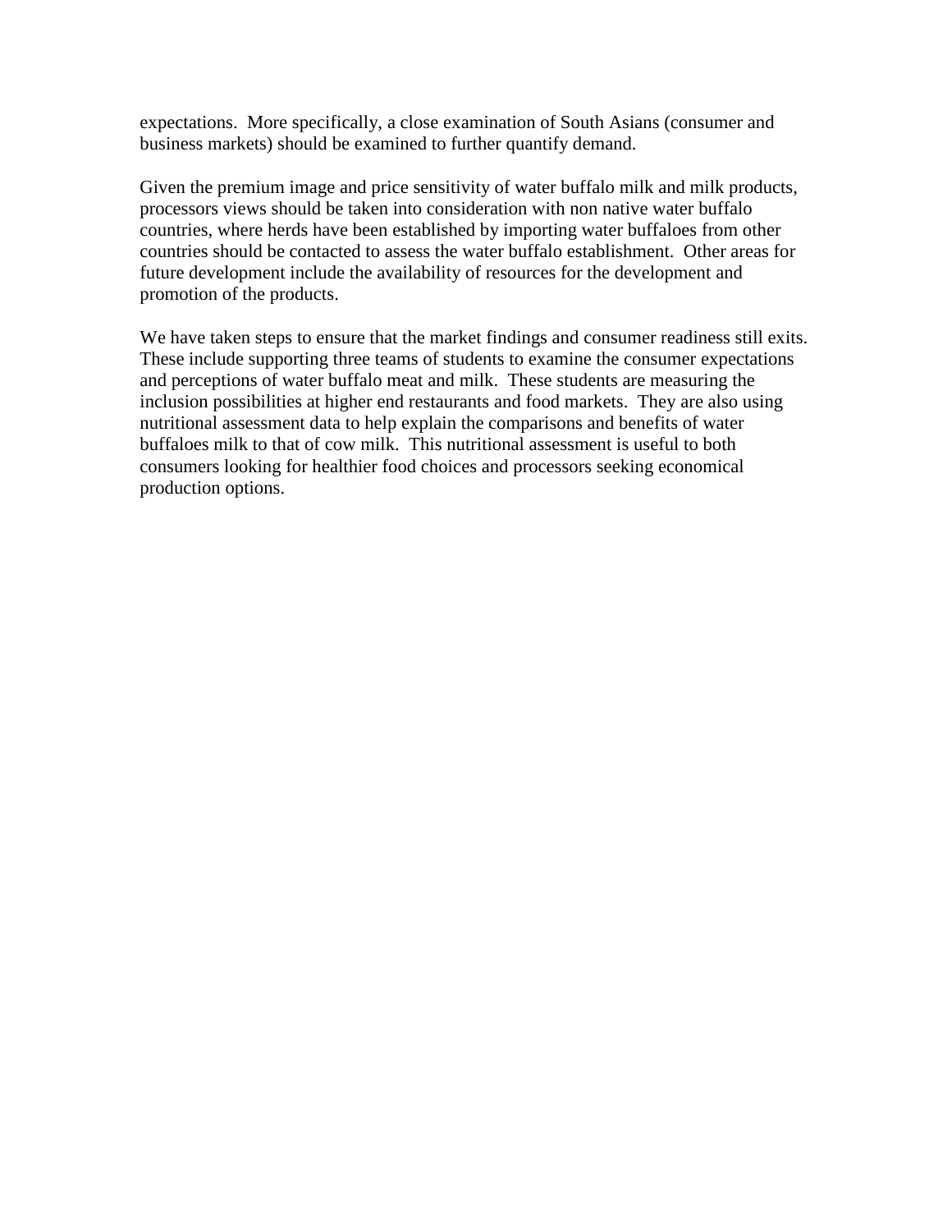expectations.  More specifically, a close examination of South Asians (consumer and business markets) should be examined to further quantify demand.

Given the premium image and price sensitivity of water buffalo milk and milk products, processors views should be taken into consideration with non native water buffalo countries, where herds have been established by importing water buffaloes from other countries should be contacted to assess the water buffalo establishment.  Other areas for future development include the availability of resources for the development and promotion of the products.

We have taken steps to ensure that the market findings and consumer readiness still exits. These include supporting three teams of students to examine the consumer expectations and perceptions of water buffalo meat and milk.  These students are measuring the inclusion possibilities at higher end restaurants and food markets.  They are also using nutritional assessment data to help explain the comparisons and benefits of water buffaloes milk to that of cow milk.  This nutritional assessment is useful to both consumers looking for healthier food choices and processors seeking economical production options.